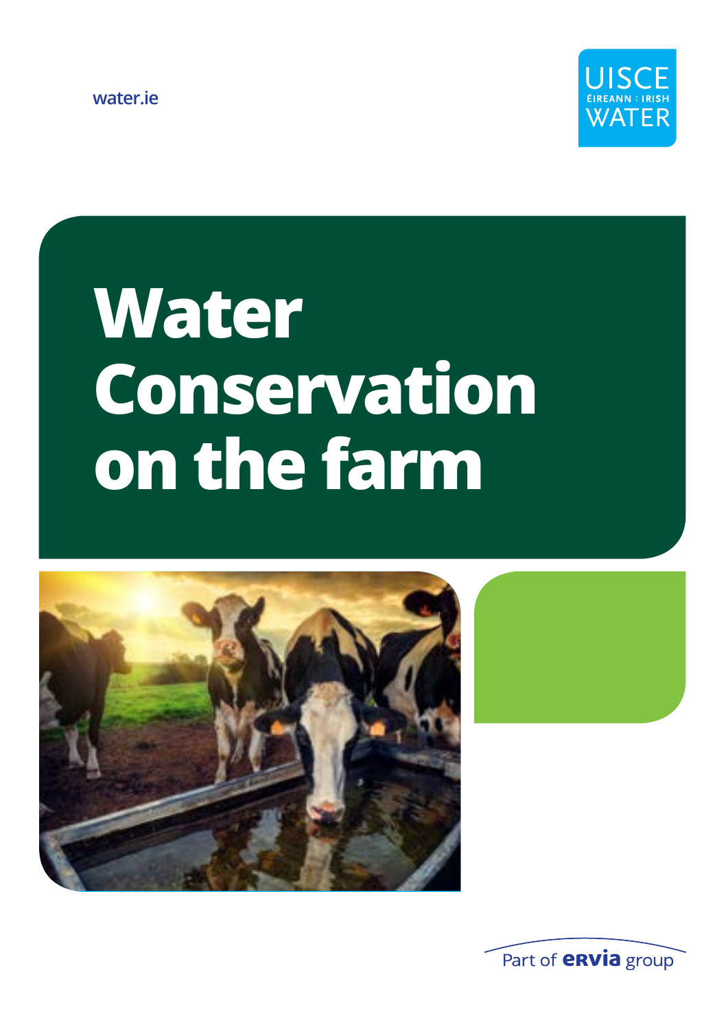water.ie

UISCE ÉIREANN : IRISH WATER

# Water Conservation on the farm

Part of ervia group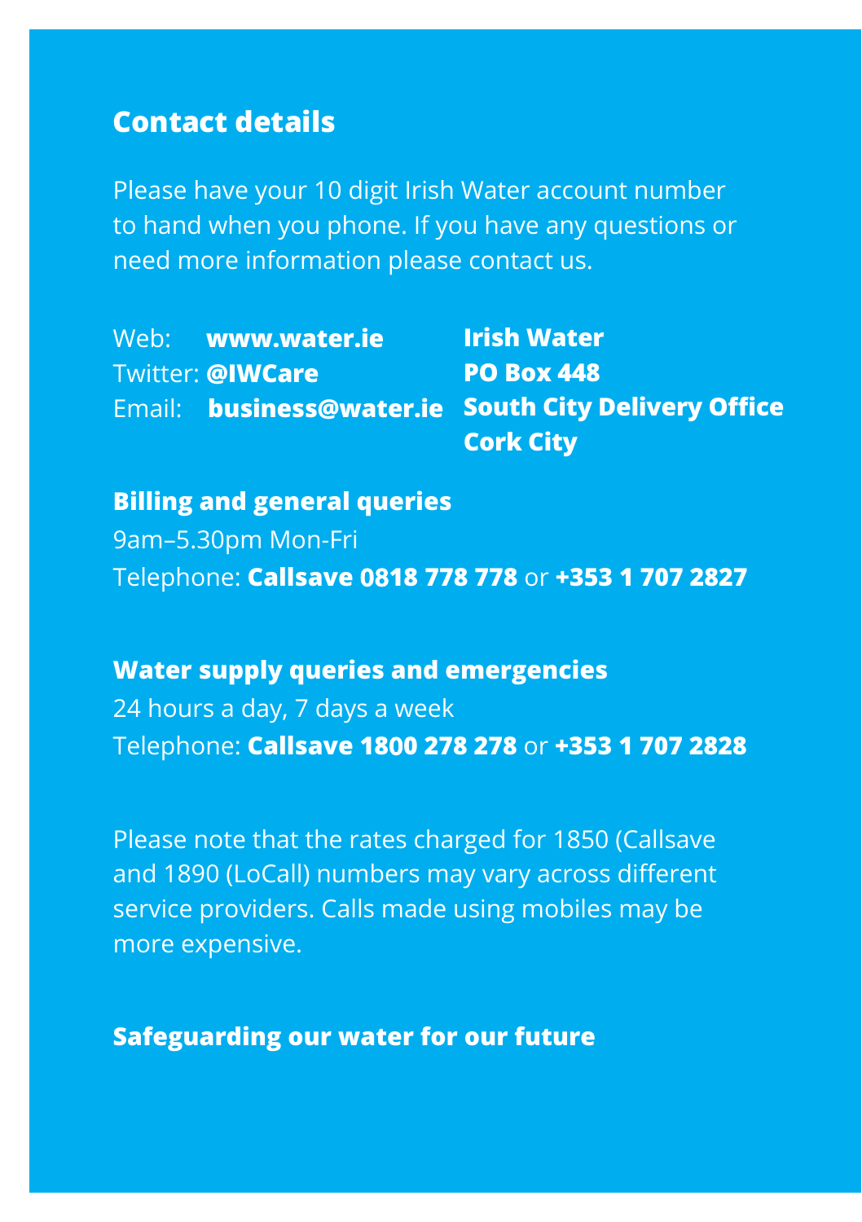## Contact details

Please have your 10 digit Irish Water account number to hand when you phone. If you have any questions or need more information please contact us.

Web: **www.water.ie**
Twitter: **@IWCare**
Email: **business@water.ie**

**Irish Water**
**PO Box 448**
**South City Delivery Office**
**Cork City**

**Billing and general queries**
9am–5.30pm Mon-Fri
Telephone: **Callsave 0818 778 778** or **+353 1 707 2827**

**Water supply queries and emergencies**
24 hours a day, 7 days a week
Telephone: **Callsave 1800 278 278** or **+353 1 707 2828**

Please note that the rates charged for 1850 (Callsave and 1890 (LoCall) numbers may vary across different service providers. Calls made using mobiles may be more expensive.

**Safeguarding our water for our future**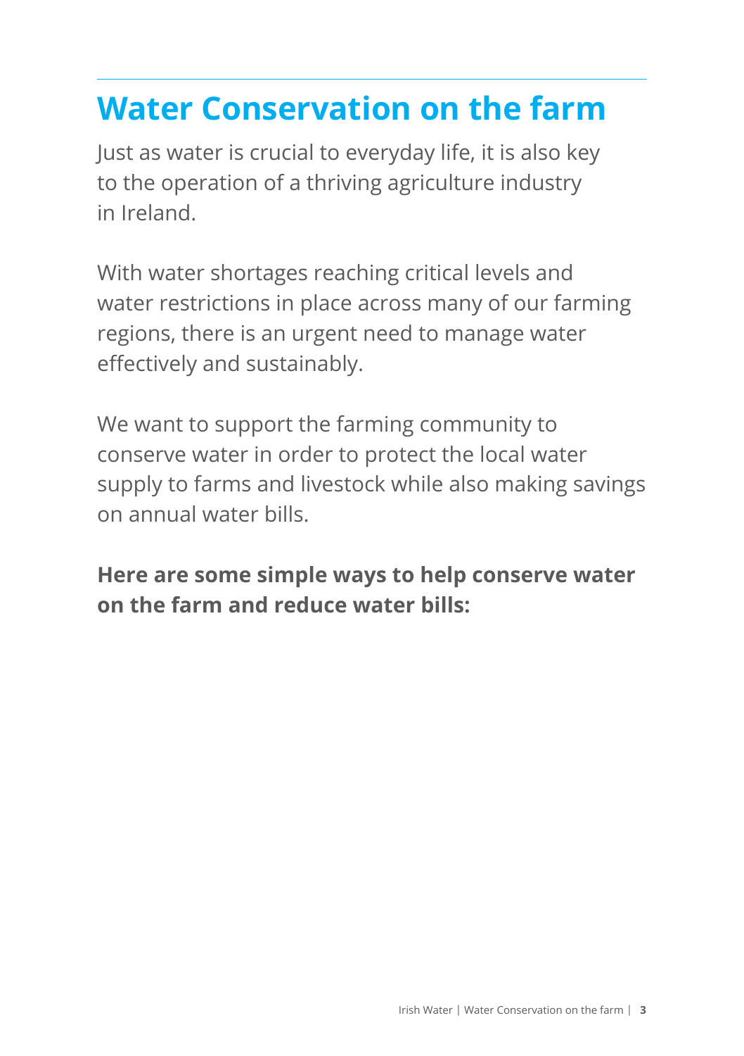# Water Conservation on the farm

Just as water is crucial to everyday life, it is also key to the operation of a thriving agriculture industry in Ireland.

With water shortages reaching critical levels and water restrictions in place across many of our farming regions, there is an urgent need to manage water effectively and sustainably.

We want to support the farming community to conserve water in order to protect the local water supply to farms and livestock while also making savings on annual water bills.

**Here are some simple ways to help conserve water on the farm and reduce water bills:**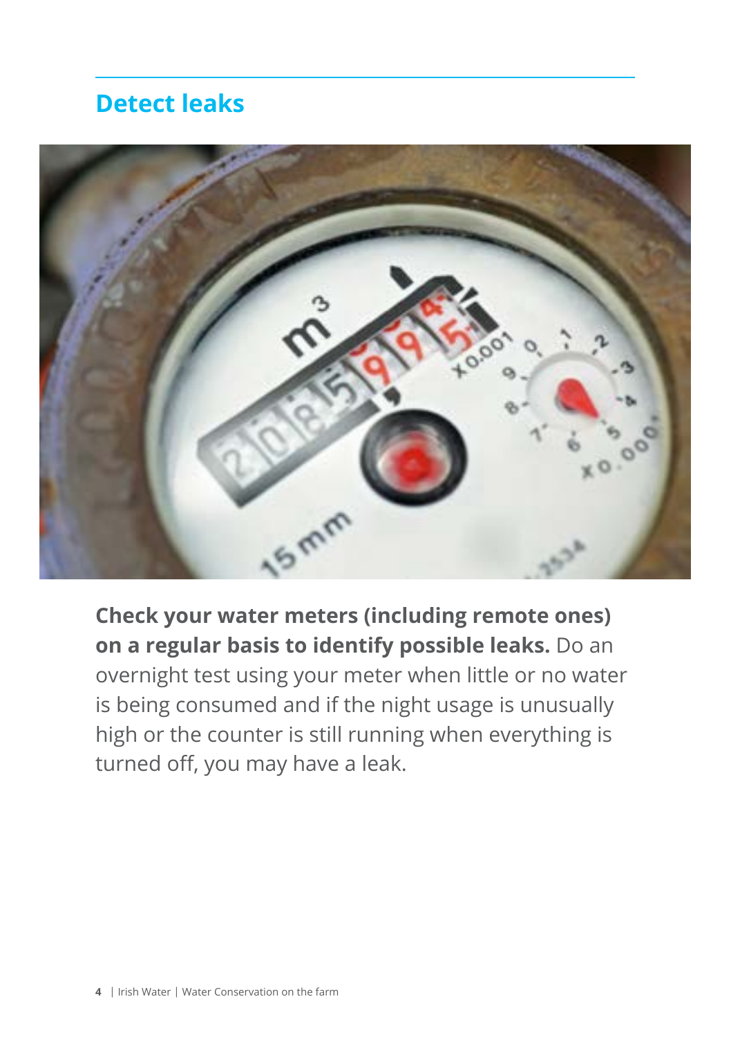## Detect leaks

**Check your water meters (including remote ones) on a regular basis to identify possible leaks.** Do an overnight test using your meter when little or no water is being consumed and if the night usage is unusually high or the counter is still running when everything is turned off, you may have a leak.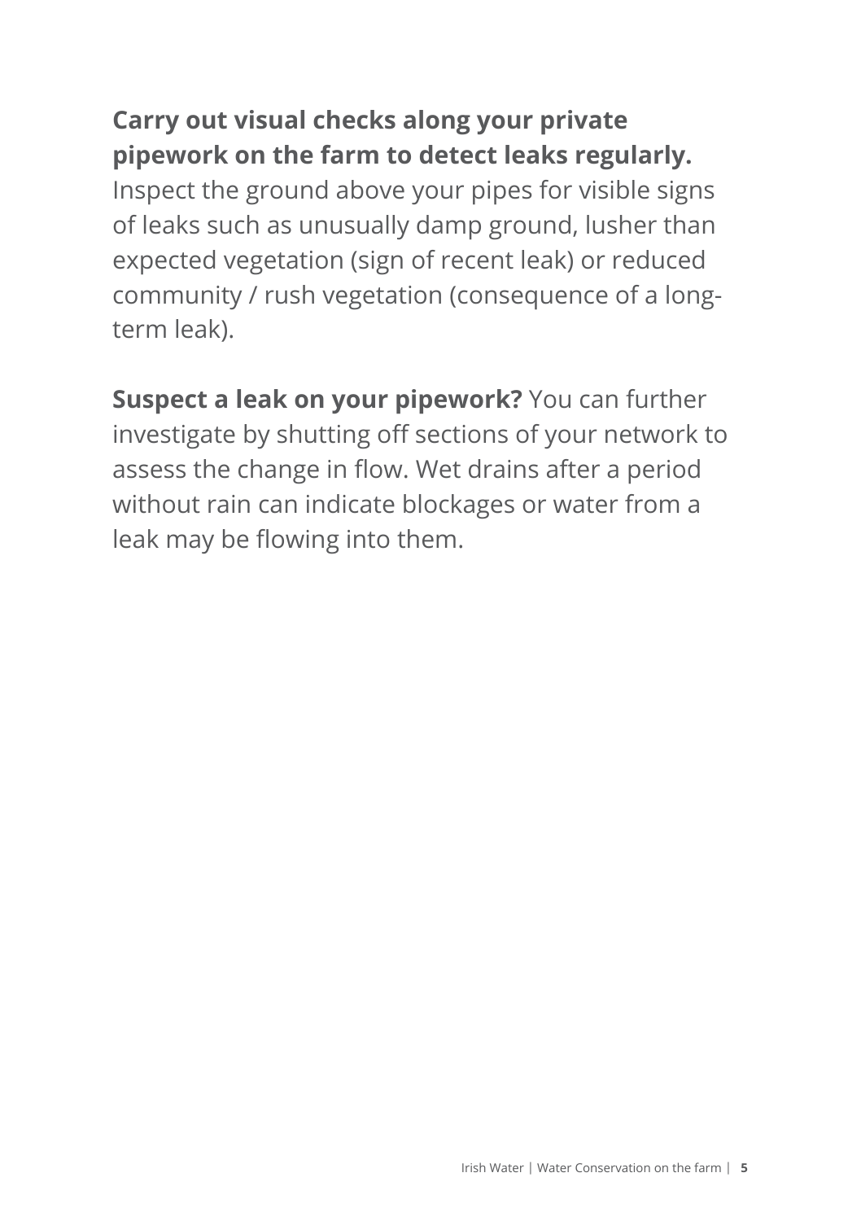**Carry out visual checks along your private pipework on the farm to detect leaks regularly.** Inspect the ground above your pipes for visible signs of leaks such as unusually damp ground, lusher than expected vegetation (sign of recent leak) or reduced community / rush vegetation (consequence of a long-term leak).

**Suspect a leak on your pipework?** You can further investigate by shutting off sections of your network to assess the change in flow. Wet drains after a period without rain can indicate blockages or water from a leak may be flowing into them.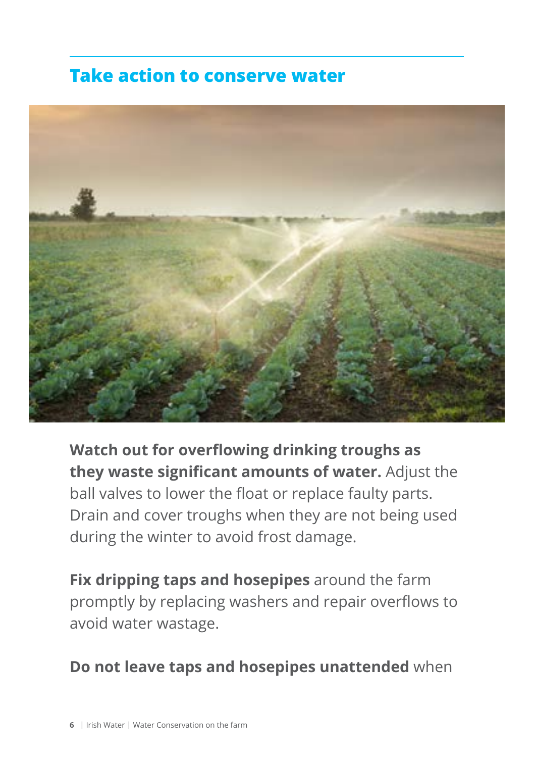## Take action to conserve water

**Watch out for overflowing drinking troughs as they waste significant amounts of water.** Adjust the ball valves to lower the float or replace faulty parts. Drain and cover troughs when they are not being used during the winter to avoid frost damage.

**Fix dripping taps and hosepipes** around the farm promptly by replacing washers and repair overflows to avoid water wastage.

**Do not leave taps and hosepipes unattended** when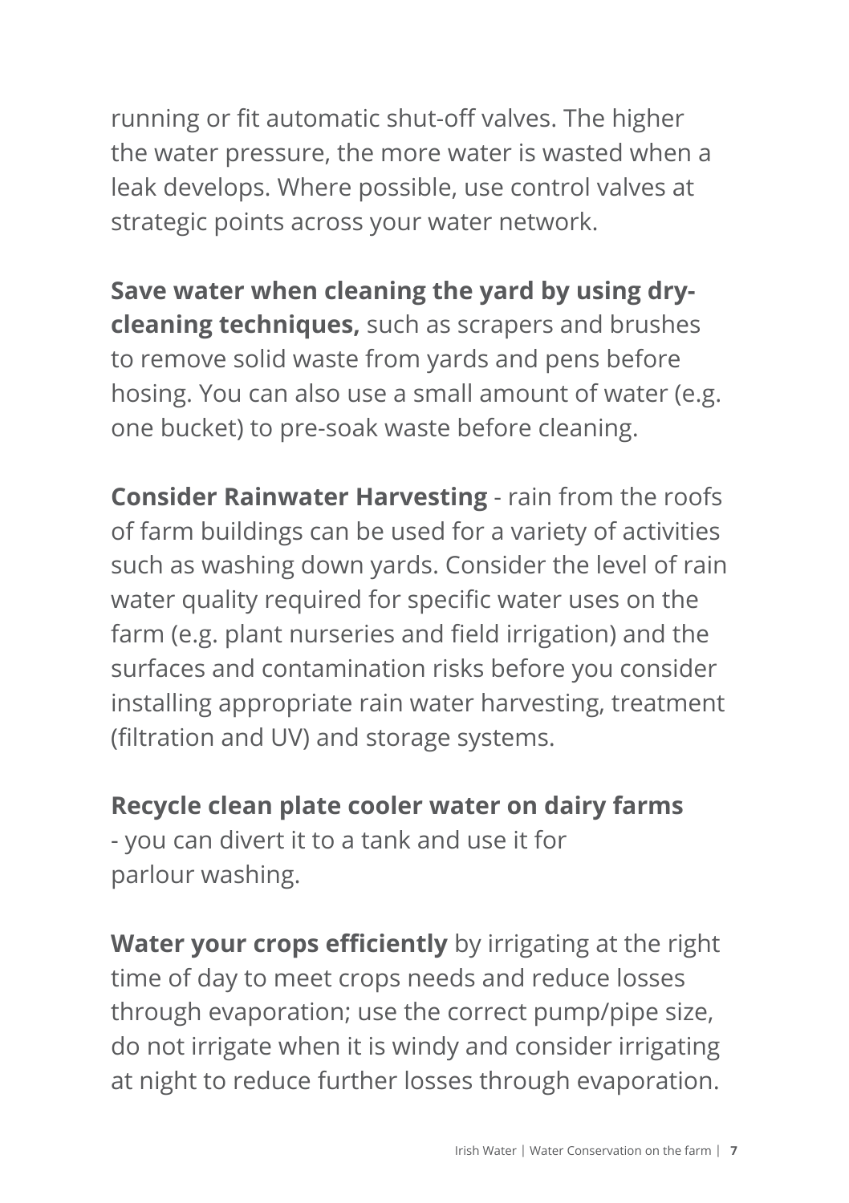running or fit automatic shut-off valves. The higher the water pressure, the more water is wasted when a leak develops. Where possible, use control valves at strategic points across your water network.

**Save water when cleaning the yard by using dry-cleaning techniques,** such as scrapers and brushes to remove solid waste from yards and pens before hosing. You can also use a small amount of water (e.g. one bucket) to pre-soak waste before cleaning.

**Consider Rainwater Harvesting** - rain from the roofs of farm buildings can be used for a variety of activities such as washing down yards. Consider the level of rain water quality required for specific water uses on the farm (e.g. plant nurseries and field irrigation) and the surfaces and contamination risks before you consider installing appropriate rain water harvesting, treatment (filtration and UV) and storage systems.

**Recycle clean plate cooler water on dairy farms** - you can divert it to a tank and use it for parlour washing.

**Water your crops efficiently** by irrigating at the right time of day to meet crops needs and reduce losses through evaporation; use the correct pump/pipe size, do not irrigate when it is windy and consider irrigating at night to reduce further losses through evaporation.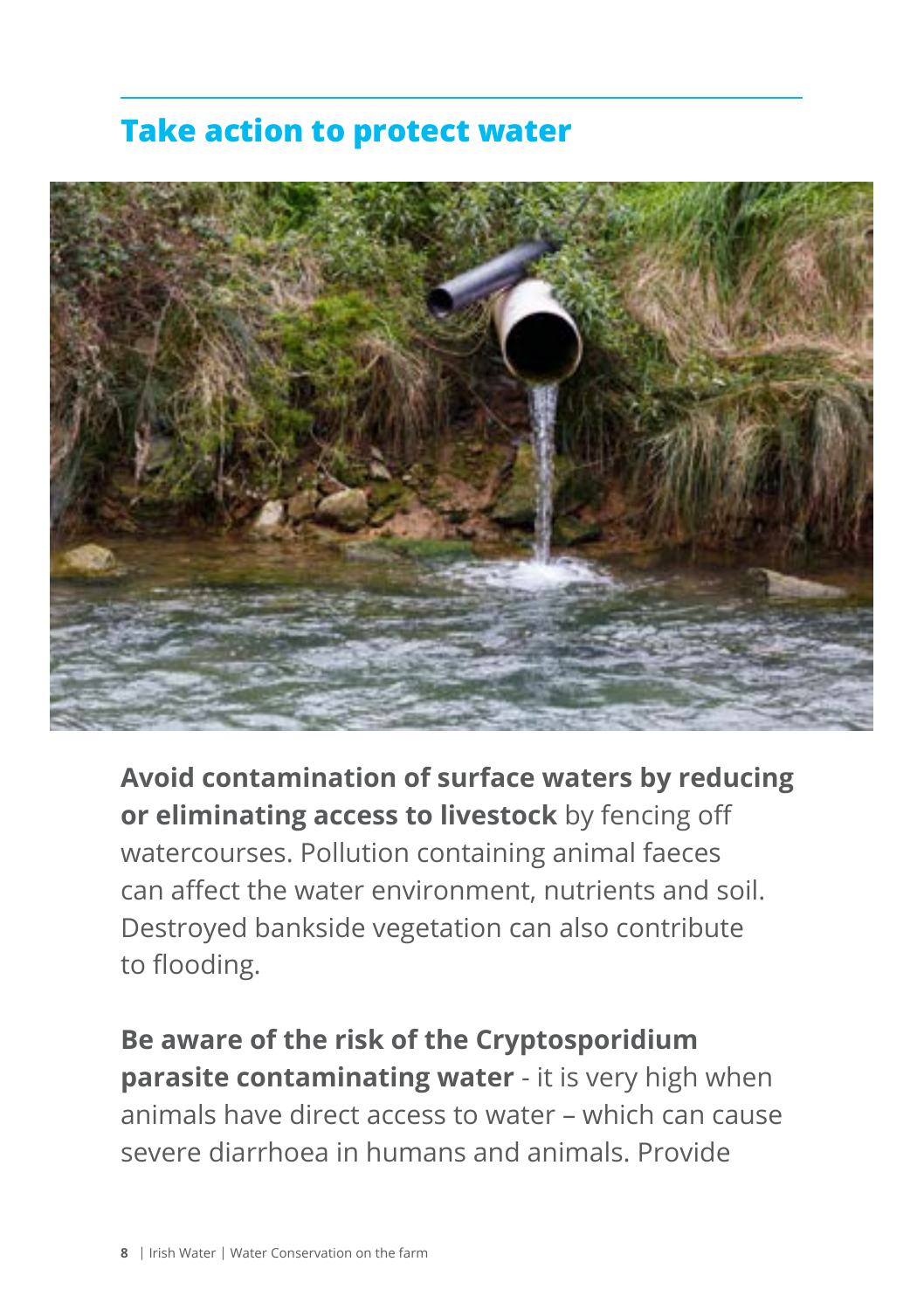## Take action to protect water

**Avoid contamination of surface waters by reducing or eliminating access to livestock** by fencing off watercourses. Pollution containing animal faeces can affect the water environment, nutrients and soil. Destroyed bankside vegetation can also contribute to flooding.

**Be aware of the risk of the Cryptosporidium parasite contaminating water** - it is very high when animals have direct access to water – which can cause severe diarrhoea in humans and animals. Provide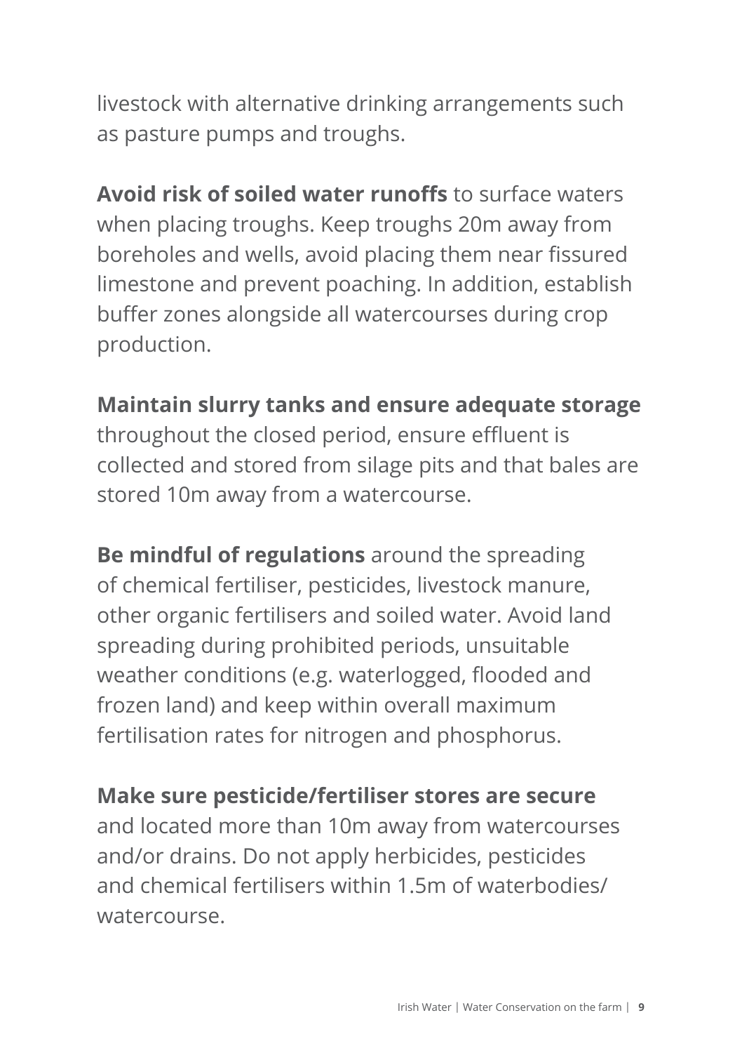livestock with alternative drinking arrangements such as pasture pumps and troughs.

**Avoid risk of soiled water runoffs** to surface waters when placing troughs. Keep troughs 20m away from boreholes and wells, avoid placing them near fissured limestone and prevent poaching. In addition, establish buffer zones alongside all watercourses during crop production.

**Maintain slurry tanks and ensure adequate storage** throughout the closed period, ensure effluent is collected and stored from silage pits and that bales are stored 10m away from a watercourse.

**Be mindful of regulations** around the spreading of chemical fertiliser, pesticides, livestock manure, other organic fertilisers and soiled water. Avoid land spreading during prohibited periods, unsuitable weather conditions (e.g. waterlogged, flooded and frozen land) and keep within overall maximum fertilisation rates for nitrogen and phosphorus.

**Make sure pesticide/fertiliser stores are secure** and located more than 10m away from watercourses and/or drains. Do not apply herbicides, pesticides and chemical fertilisers within 1.5m of waterbodies/watercourse.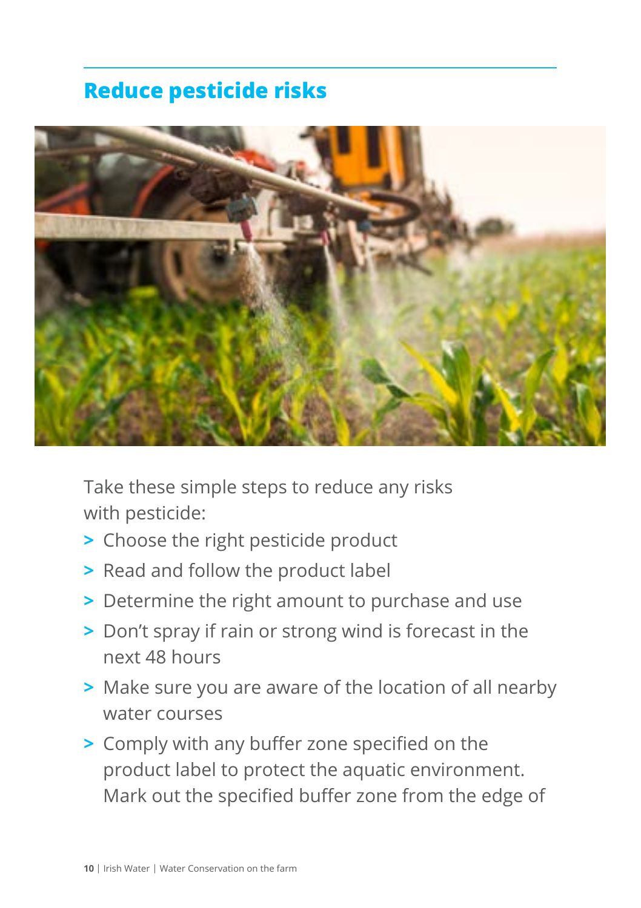## Reduce pesticide risks

Take these simple steps to reduce any risks with pesticide:

- Choose the right pesticide product
- Read and follow the product label
- Determine the right amount to purchase and use
- Don't spray if rain or strong wind is forecast in the next 48 hours
- Make sure you are aware of the location of all nearby water courses
- Comply with any buffer zone specified on the product label to protect the aquatic environment. Mark out the specified buffer zone from the edge of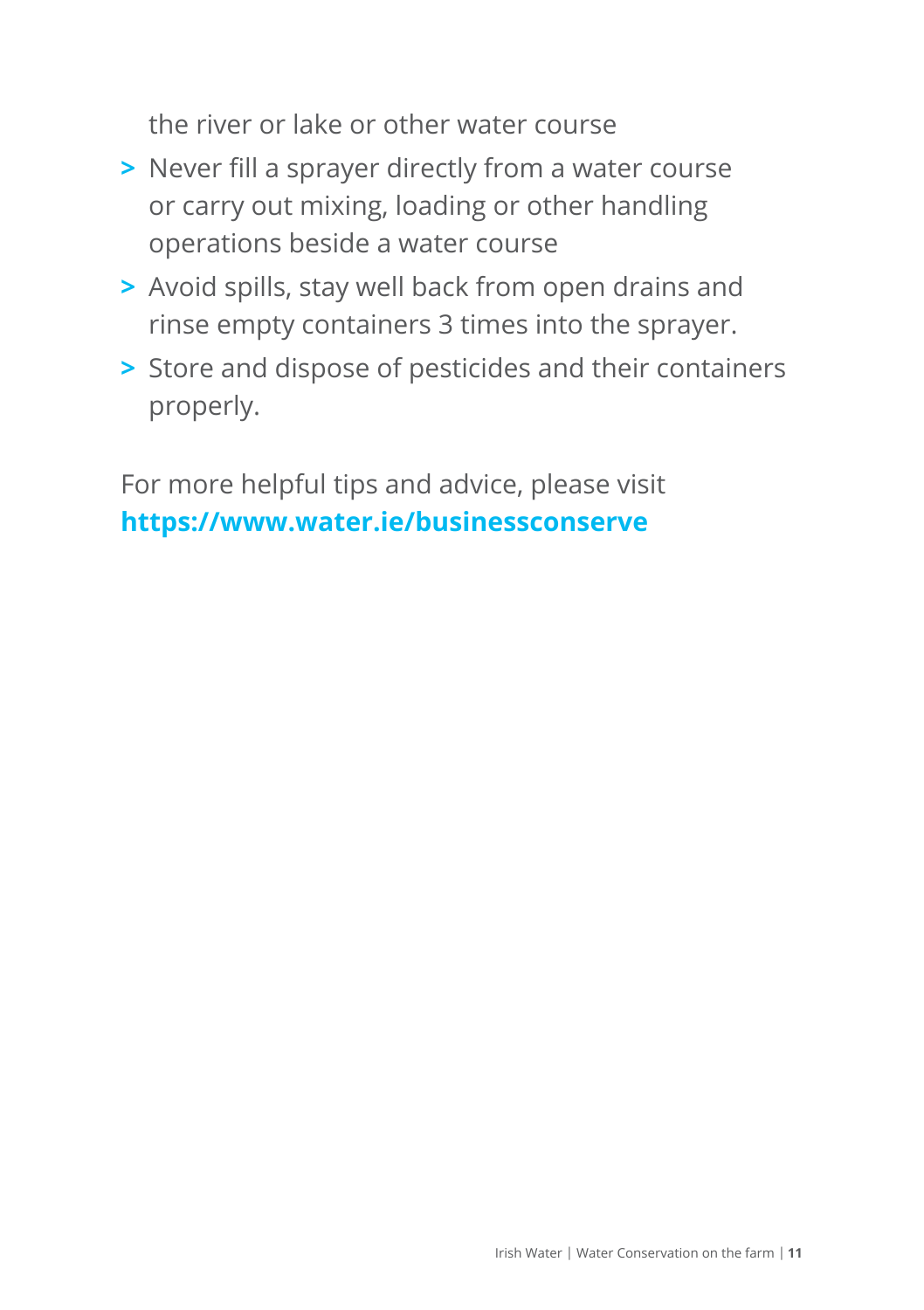the river or lake or other water course

- Never fill a sprayer directly from a water course or carry out mixing, loading or other handling operations beside a water course
- Avoid spills, stay well back from open drains and rinse empty containers 3 times into the sprayer.
- Store and dispose of pesticides and their containers properly.

For more helpful tips and advice, please visit **https://www.water.ie/businessconserve**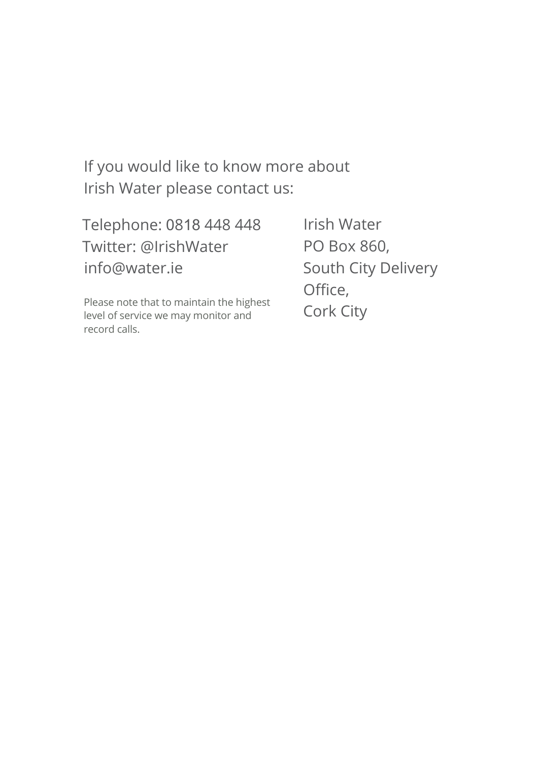If you would like to know more about Irish Water please contact us:

Telephone: 0818 448 448
Twitter: @IrishWater
info@water.ie

Please note that to maintain the highest level of service we may monitor and record calls.

Irish Water
PO Box 860,
South City Delivery Office,
Cork City